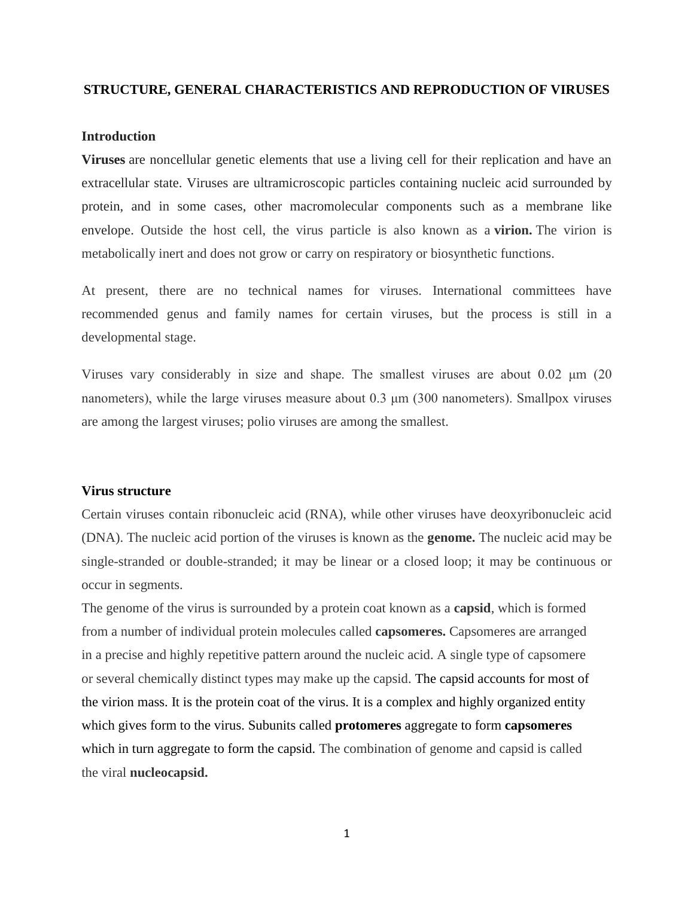# STRUCTURE, GENERAL CHARACTERISTICS AND REPRODUCTION OF VIRUSES

## Introduction

**Viruses** are noncellular genetic elements that use a living cell for their replication and have an extracellular state. Viruses are ultramicroscopic particles containing nucleic acid surrounded by protein, and in some cases, other macromolecular components such as a membrane like envelope. Outside the host cell, the virus particle is also known as a **virion.** The virion is metabolically inert and does not grow or carry on respiratory or biosynthetic functions.

At present, there are no technical names for viruses. International committees have recommended genus and family names for certain viruses, but the process is still in a developmental stage.

Viruses vary considerably in size and shape. The smallest viruses are about 0.02 μm (20 nanometers), while the large viruses measure about 0.3 μm (300 nanometers). Smallpox viruses are among the largest viruses; polio viruses are among the smallest.

## Virus structure

Certain viruses contain ribonucleic acid (RNA), while other viruses have deoxyribonucleic acid (DNA). The nucleic acid portion of the viruses is known as the **genome.** The nucleic acid may be single-stranded or double-stranded; it may be linear or a closed loop; it may be continuous or occur in segments.

The genome of the virus is surrounded by a protein coat known as a **capsid**, which is formed from a number of individual protein molecules called **capsomeres.** Capsomeres are arranged in a precise and highly repetitive pattern around the nucleic acid. A single type of capsomere or several chemically distinct types may make up the capsid. The capsid accounts for most of the virion mass. It is the protein coat of the virus. It is a complex and highly organized entity which gives form to the virus. Subunits called **protomeres** aggregate to form **capsomeres** which in turn aggregate to form the capsid. The combination of genome and capsid is called the viral **nucleocapsid.**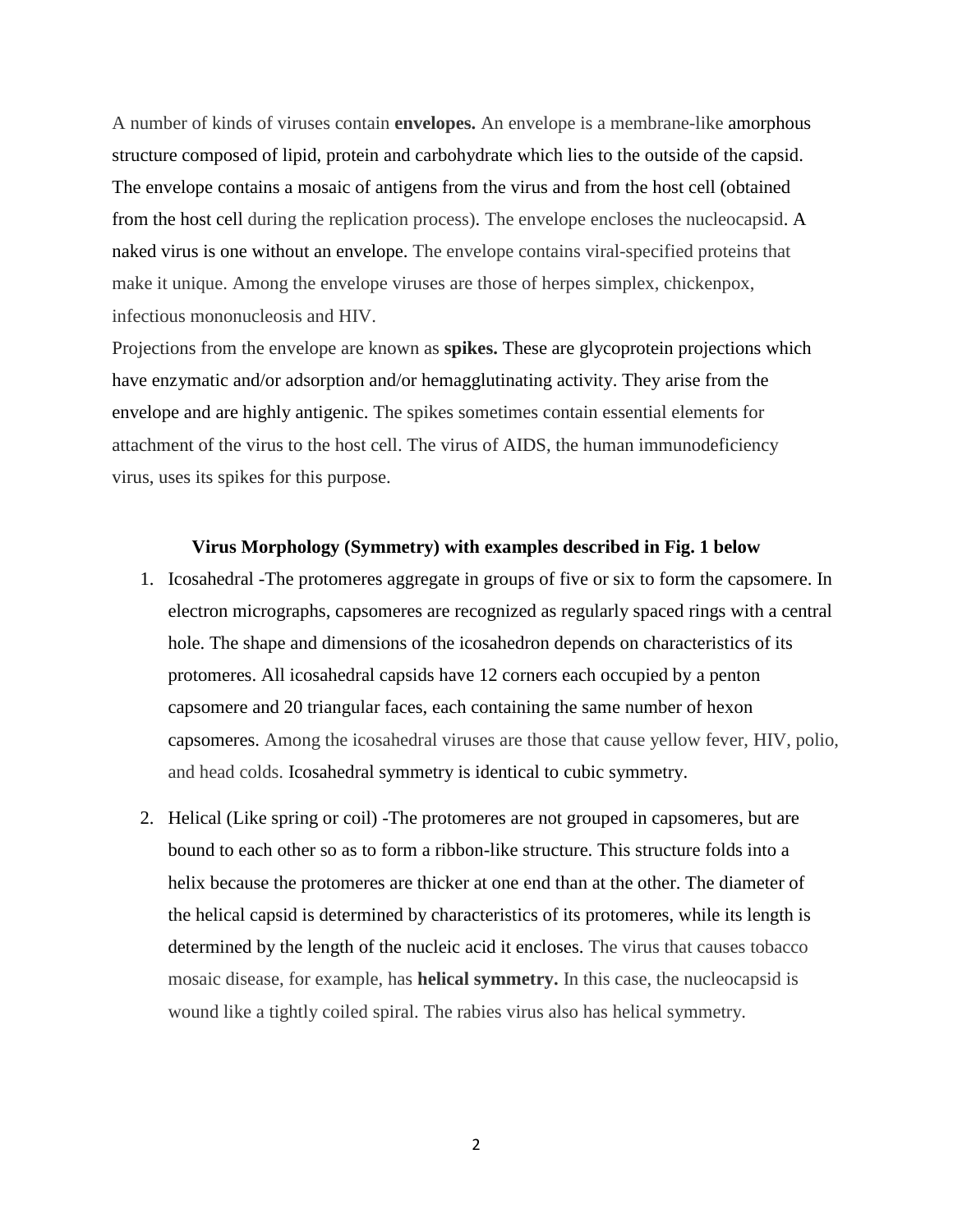A number of kinds of viruses contain **envelopes.** An envelope is a membrane-like amorphous structure composed of lipid, protein and carbohydrate which lies to the outside of the capsid. The envelope contains a mosaic of antigens from the virus and from the host cell (obtained from the host cell during the replication process). The envelope encloses the nucleocapsid. A naked virus is one without an envelope. The envelope contains viral-specified proteins that make it unique. Among the envelope viruses are those of herpes simplex, chickenpox, infectious mononucleosis and HIV.

Projections from the envelope are known as **spikes.** These are glycoprotein projections which have enzymatic and/or adsorption and/or hemagglutinating activity. They arise from the envelope and are highly antigenic. The spikes sometimes contain essential elements for attachment of the virus to the host cell. The virus of AIDS, the human immunodeficiency virus, uses its spikes for this purpose.

**Virus Morphology (Symmetry) with examples described in Fig. 1 below**

1. Icosahedral -The protomeres aggregate in groups of five or six to form the capsomere. In electron micrographs, capsomeres are recognized as regularly spaced rings with a central hole. The shape and dimensions of the icosahedron depends on characteristics of its protomeres. All icosahedral capsids have 12 corners each occupied by a penton capsomere and 20 triangular faces, each containing the same number of hexon capsomeres. Among the icosahedral viruses are those that cause yellow fever, HIV, polio, and head colds. Icosahedral symmetry is identical to cubic symmetry.

2. Helical (Like spring or coil) -The protomeres are not grouped in capsomeres, but are bound to each other so as to form a ribbon-like structure. This structure folds into a helix because the protomeres are thicker at one end than at the other. The diameter of the helical capsid is determined by characteristics of its protomeres, while its length is determined by the length of the nucleic acid it encloses. The virus that causes tobacco mosaic disease, for example, has **helical symmetry.** In this case, the nucleocapsid is wound like a tightly coiled spiral. The rabies virus also has helical symmetry.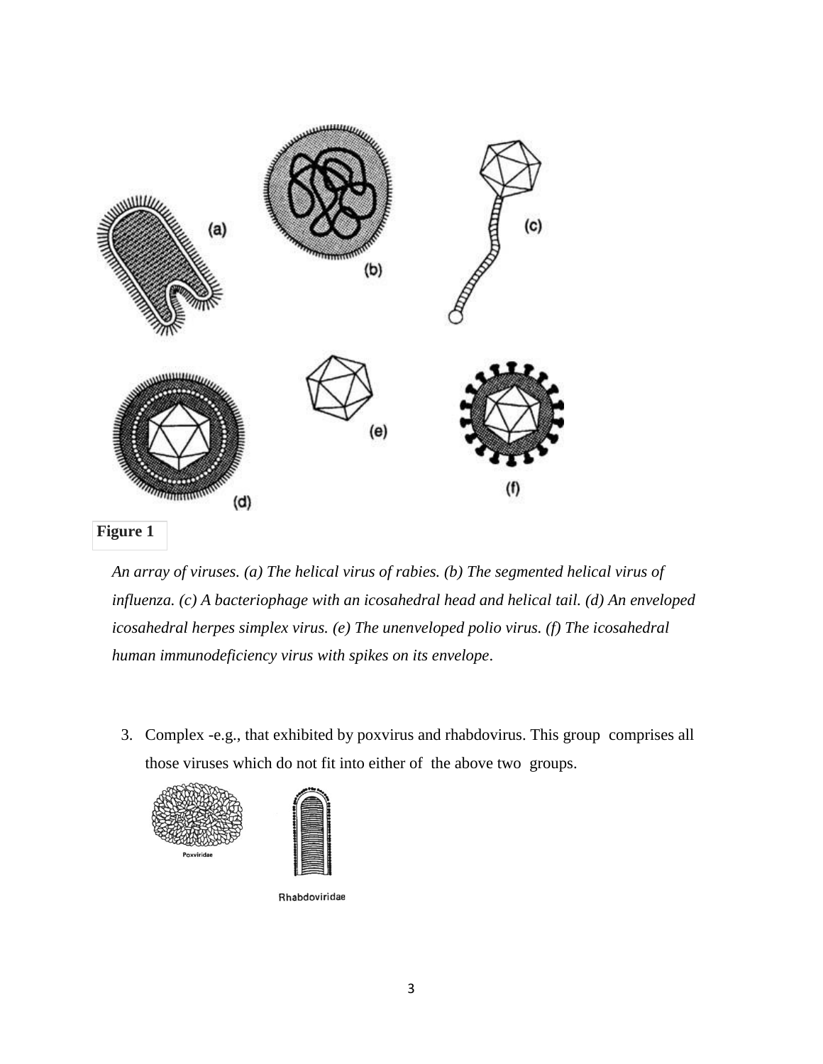**Figure 1**

*An array of viruses. (a) The helical virus of rabies. (b) The segmented helical virus of influenza. (c) A bacteriophage with an icosahedral head and helical tail. (d) An enveloped icosahedral herpes simplex virus. (e) The unenveloped polio virus. (f) The icosahedral human immunodeficiency virus with spikes on its envelope.*

3. Complex -e.g., that exhibited by poxvirus and rhabdovirus. This group comprises all those viruses which do not fit into either of the above two groups.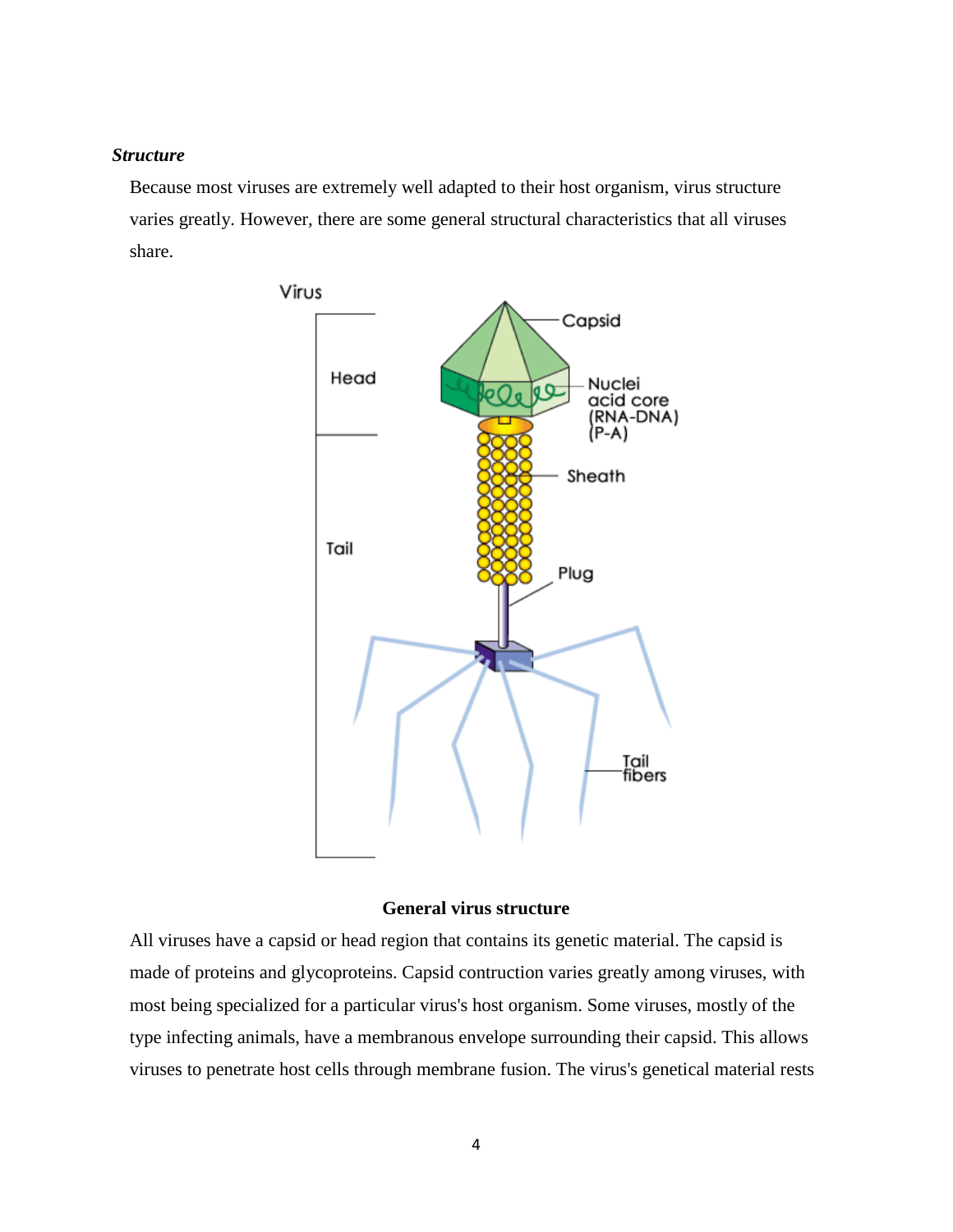***Structure***

Because most viruses are extremely well adapted to their host organism, virus structure varies greatly. However, there are some general structural characteristics that all viruses share.

**General virus structure**

All viruses have a capsid or head region that contains its genetic material. The capsid is made of proteins and glycoproteins. Capsid contruction varies greatly among viruses, with most being specialized for a particular virus's host organism. Some viruses, mostly of the type infecting animals, have a membranous envelope surrounding their capsid. This allows viruses to penetrate host cells through membrane fusion. The virus's genetical material rests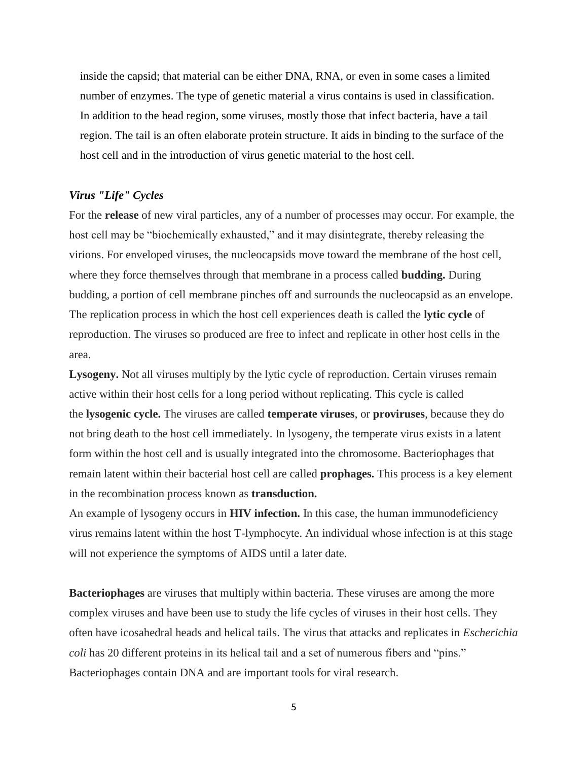inside the capsid; that material can be either DNA, RNA, or even in some cases a limited number of enzymes. The type of genetic material a virus contains is used in classification. In addition to the head region, some viruses, mostly those that infect bacteria, have a tail region. The tail is an often elaborate protein structure. It aids in binding to the surface of the host cell and in the introduction of virus genetic material to the host cell.

### *Virus "Life" Cycles*

For the **release** of new viral particles, any of a number of processes may occur. For example, the host cell may be "biochemically exhausted," and it may disintegrate, thereby releasing the virions. For enveloped viruses, the nucleocapsids move toward the membrane of the host cell, where they force themselves through that membrane in a process called **budding.** During budding, a portion of cell membrane pinches off and surrounds the nucleocapsid as an envelope. The replication process in which the host cell experiences death is called the **lytic cycle** of reproduction. The viruses so produced are free to infect and replicate in other host cells in the area.

**Lysogeny.** Not all viruses multiply by the lytic cycle of reproduction. Certain viruses remain active within their host cells for a long period without replicating. This cycle is called the **lysogenic cycle.** The viruses are called **temperate viruses**, or **proviruses**, because they do not bring death to the host cell immediately. In lysogeny, the temperate virus exists in a latent form within the host cell and is usually integrated into the chromosome. Bacteriophages that remain latent within their bacterial host cell are called **prophages.** This process is a key element in the recombination process known as **transduction.**

An example of lysogeny occurs in **HIV infection.** In this case, the human immunodeficiency virus remains latent within the host T-lymphocyte. An individual whose infection is at this stage will not experience the symptoms of AIDS until a later date.

**Bacteriophages** are viruses that multiply within bacteria. These viruses are among the more complex viruses and have been use to study the life cycles of viruses in their host cells. They often have icosahedral heads and helical tails. The virus that attacks and replicates in *Escherichia coli* has 20 different proteins in its helical tail and a set of numerous fibers and "pins." Bacteriophages contain DNA and are important tools for viral research.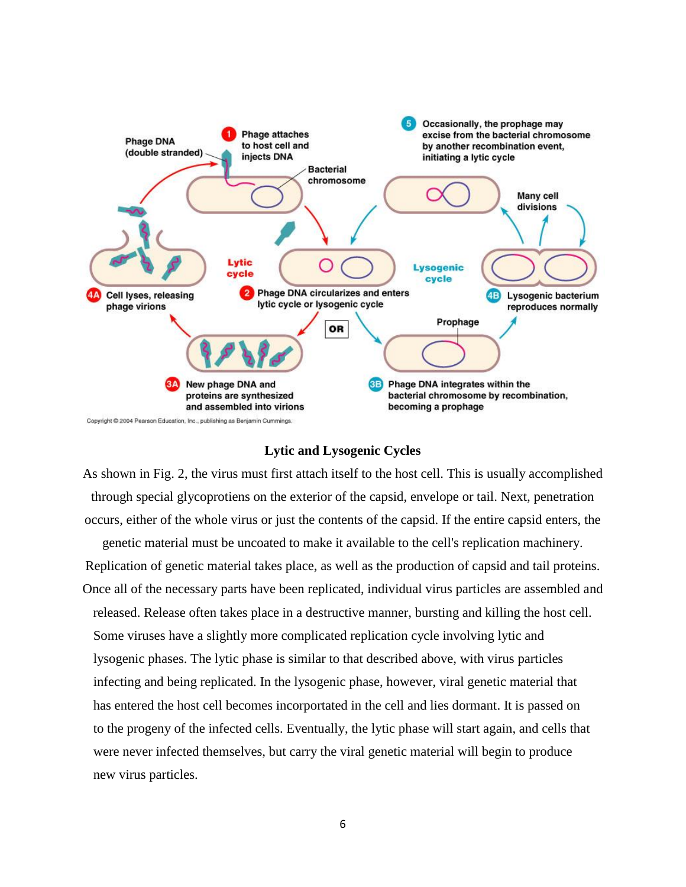**Lytic and Lysogenic Cycles**

As shown in Fig. 2, the virus must first attach itself to the host cell. This is usually accomplished through special glycoprotiens on the exterior of the capsid, envelope or tail. Next, penetration occurs, either of the whole virus or just the contents of the capsid. If the entire capsid enters, the genetic material must be uncoated to make it available to the cell's replication machinery. Replication of genetic material takes place, as well as the production of capsid and tail proteins. Once all of the necessary parts have been replicated, individual virus particles are assembled and released. Release often takes place in a destructive manner, bursting and killing the host cell. Some viruses have a slightly more complicated replication cycle involving lytic and lysogenic phases. The lytic phase is similar to that described above, with virus particles infecting and being replicated. In the lysogenic phase, however, viral genetic material that has entered the host cell becomes incorportated in the cell and lies dormant. It is passed on to the progeny of the infected cells. Eventually, the lytic phase will start again, and cells that were never infected themselves, but carry the viral genetic material will begin to produce new virus particles.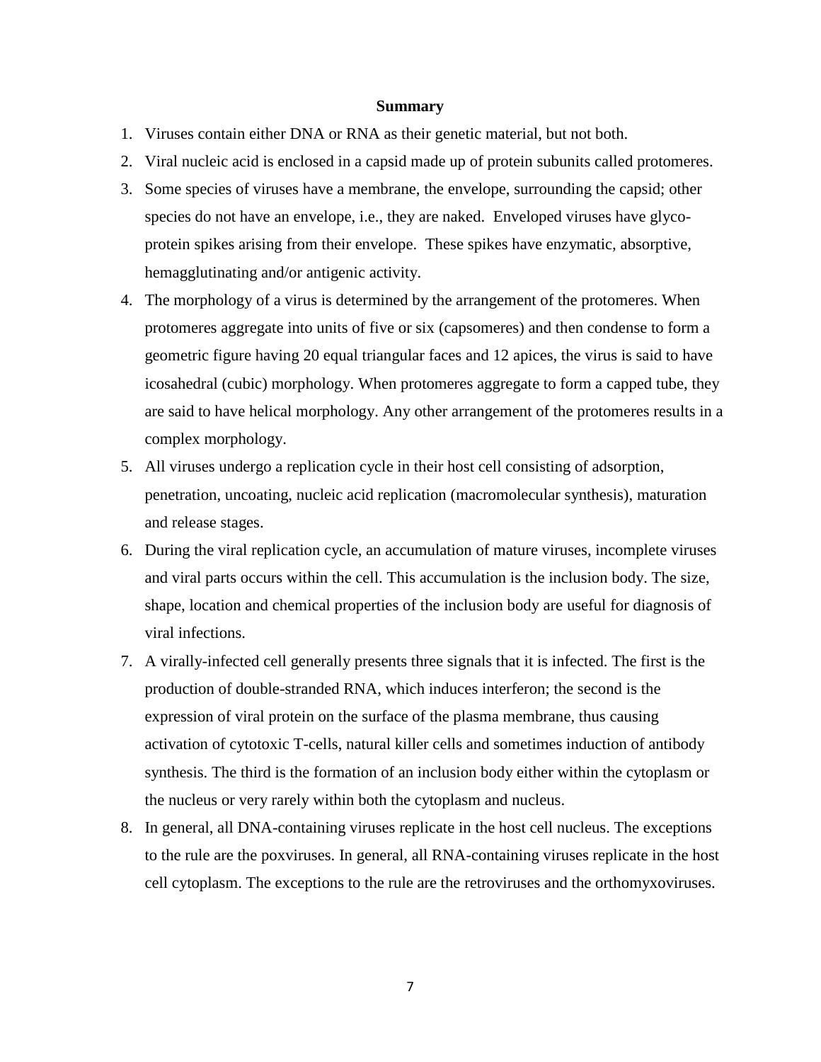## Summary

1. Viruses contain either DNA or RNA as their genetic material, but not both.
2. Viral nucleic acid is enclosed in a capsid made up of protein subunits called protomeres.
3. Some species of viruses have a membrane, the envelope, surrounding the capsid; other species do not have an envelope, i.e., they are naked. Enveloped viruses have glycoprotein spikes arising from their envelope. These spikes have enzymatic, absorptive, hemagglutinating and/or antigenic activity.
4. The morphology of a virus is determined by the arrangement of the protomeres. When protomeres aggregate into units of five or six (capsomeres) and then condense to form a geometric figure having 20 equal triangular faces and 12 apices, the virus is said to have icosahedral (cubic) morphology. When protomeres aggregate to form a capped tube, they are said to have helical morphology. Any other arrangement of the protomeres results in a complex morphology.
5. All viruses undergo a replication cycle in their host cell consisting of adsorption, penetration, uncoating, nucleic acid replication (macromolecular synthesis), maturation and release stages.
6. During the viral replication cycle, an accumulation of mature viruses, incomplete viruses and viral parts occurs within the cell. This accumulation is the inclusion body. The size, shape, location and chemical properties of the inclusion body are useful for diagnosis of viral infections.
7. A virally-infected cell generally presents three signals that it is infected. The first is the production of double-stranded RNA, which induces interferon; the second is the expression of viral protein on the surface of the plasma membrane, thus causing activation of cytotoxic T-cells, natural killer cells and sometimes induction of antibody synthesis. The third is the formation of an inclusion body either within the cytoplasm or the nucleus or very rarely within both the cytoplasm and nucleus.
8. In general, all DNA-containing viruses replicate in the host cell nucleus. The exceptions to the rule are the poxviruses. In general, all RNA-containing viruses replicate in the host cell cytoplasm. The exceptions to the rule are the retroviruses and the orthomyxoviruses.